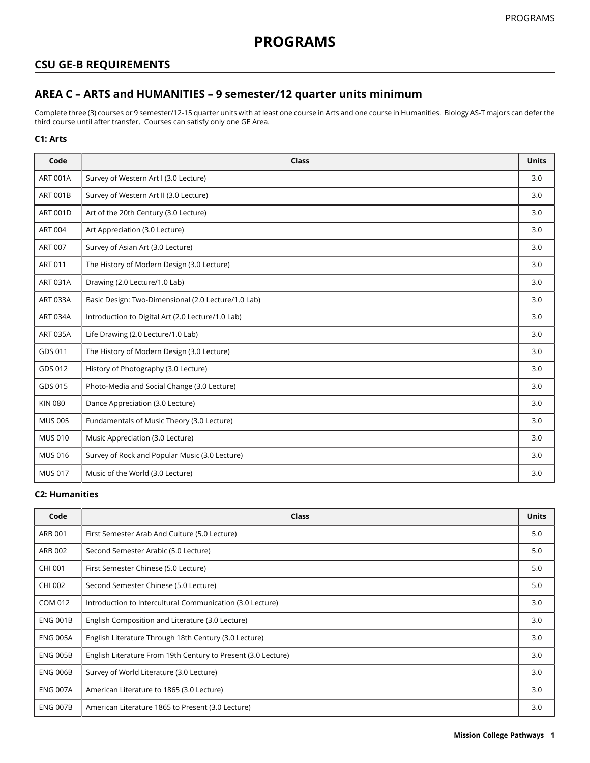# PROGRAMS

## CSU GE-B REQUIREMENTS

## AREA C – ARTS and HUMANITIES – 9 semester/12 quarter units minimum

Complete three (3) courses or 9 semester/12-15 quarter units with at least one course in Arts and one course in Humanities. Biology AS-T majors can defer the third course until after transfer. Courses can satisfy only one GE Area.

### C1: Arts

| Code | Class | Units |
|---|---|---|
| ART 001A | Survey of Western Art I (3.0 Lecture) | 3.0 |
| ART 001B | Survey of Western Art II (3.0 Lecture) | 3.0 |
| ART 001D | Art of the 20th Century (3.0 Lecture) | 3.0 |
| ART 004 | Art Appreciation (3.0 Lecture) | 3.0 |
| ART 007 | Survey of Asian Art (3.0 Lecture) | 3.0 |
| ART 011 | The History of Modern Design (3.0 Lecture) | 3.0 |
| ART 031A | Drawing (2.0 Lecture/1.0 Lab) | 3.0 |
| ART 033A | Basic Design: Two-Dimensional (2.0 Lecture/1.0 Lab) | 3.0 |
| ART 034A | Introduction to Digital Art (2.0 Lecture/1.0 Lab) | 3.0 |
| ART 035A | Life Drawing (2.0 Lecture/1.0 Lab) | 3.0 |
| GDS 011 | The History of Modern Design (3.0 Lecture) | 3.0 |
| GDS 012 | History of Photography (3.0 Lecture) | 3.0 |
| GDS 015 | Photo-Media and Social Change (3.0 Lecture) | 3.0 |
| KIN 080 | Dance Appreciation (3.0 Lecture) | 3.0 |
| MUS 005 | Fundamentals of Music Theory (3.0 Lecture) | 3.0 |
| MUS 010 | Music Appreciation (3.0 Lecture) | 3.0 |
| MUS 016 | Survey of Rock and Popular Music (3.0 Lecture) | 3.0 |
| MUS 017 | Music of the World (3.0 Lecture) | 3.0 |

### C2: Humanities

| Code | Class | Units |
|---|---|---|
| ARB 001 | First Semester Arab And Culture (5.0 Lecture) | 5.0 |
| ARB 002 | Second Semester Arabic (5.0 Lecture) | 5.0 |
| CHI 001 | First Semester Chinese (5.0 Lecture) | 5.0 |
| CHI 002 | Second Semester Chinese (5.0 Lecture) | 5.0 |
| COM 012 | Introduction to Intercultural Communication (3.0 Lecture) | 3.0 |
| ENG 001B | English Composition and Literature (3.0 Lecture) | 3.0 |
| ENG 005A | English Literature Through 18th Century (3.0 Lecture) | 3.0 |
| ENG 005B | English Literature From 19th Century to Present (3.0 Lecture) | 3.0 |
| ENG 006B | Survey of World Literature (3.0 Lecture) | 3.0 |
| ENG 007A | American Literature to 1865 (3.0 Lecture) | 3.0 |
| ENG 007B | American Literature 1865 to Present (3.0 Lecture) | 3.0 |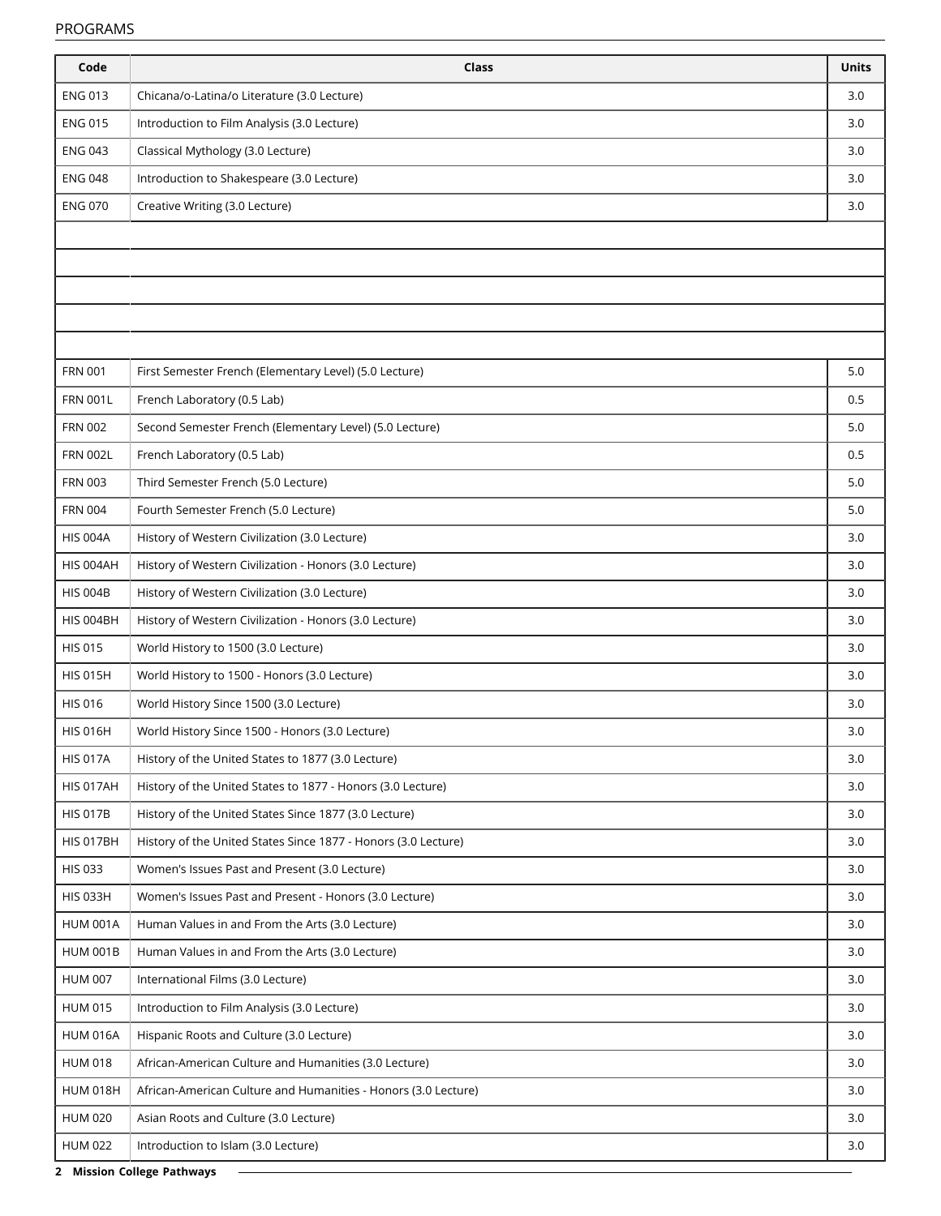| Code | Class | Units |
|---|---|---|
| ENG 013 | Chicana/o-Latina/o Literature (3.0 Lecture) | 3.0 |
| ENG 015 | Introduction to Film Analysis (3.0 Lecture) | 3.0 |
| ENG 043 | Classical Mythology (3.0 Lecture) | 3.0 |
| ENG 048 | Introduction to Shakespeare (3.0 Lecture) | 3.0 |
| ENG 070 | Creative Writing (3.0 Lecture) | 3.0 |
| | | |
| | | |
| | | |
| | | |
| | | |
| FRN 001 | First Semester French (Elementary Level) (5.0 Lecture) | 5.0 |
| FRN 001L | French Laboratory (0.5 Lab) | 0.5 |
| FRN 002 | Second Semester French (Elementary Level) (5.0 Lecture) | 5.0 |
| FRN 002L | French Laboratory (0.5 Lab) | 0.5 |
| FRN 003 | Third Semester French (5.0 Lecture) | 5.0 |
| FRN 004 | Fourth Semester French (5.0 Lecture) | 5.0 |
| HIS 004A | History of Western Civilization (3.0 Lecture) | 3.0 |
| HIS 004AH | History of Western Civilization - Honors (3.0 Lecture) | 3.0 |
| HIS 004B | History of Western Civilization (3.0 Lecture) | 3.0 |
| HIS 004BH | History of Western Civilization - Honors (3.0 Lecture) | 3.0 |
| HIS 015 | World History to 1500 (3.0 Lecture) | 3.0 |
| HIS 015H | World History to 1500 - Honors (3.0 Lecture) | 3.0 |
| HIS 016 | World History Since 1500 (3.0 Lecture) | 3.0 |
| HIS 016H | World History Since 1500 - Honors (3.0 Lecture) | 3.0 |
| HIS 017A | History of the United States to 1877 (3.0 Lecture) | 3.0 |
| HIS 017AH | History of the United States to 1877 - Honors (3.0 Lecture) | 3.0 |
| HIS 017B | History of the United States Since 1877 (3.0 Lecture) | 3.0 |
| HIS 017BH | History of the United States Since 1877 - Honors (3.0 Lecture) | 3.0 |
| HIS 033 | Women's Issues Past and Present (3.0 Lecture) | 3.0 |
| HIS 033H | Women's Issues Past and Present - Honors (3.0 Lecture) | 3.0 |
| HUM 001A | Human Values in and From the Arts (3.0 Lecture) | 3.0 |
| HUM 001B | Human Values in and From the Arts (3.0 Lecture) | 3.0 |
| HUM 007 | International Films (3.0 Lecture) | 3.0 |
| HUM 015 | Introduction to Film Analysis (3.0 Lecture) | 3.0 |
| HUM 016A | Hispanic Roots and Culture (3.0 Lecture) | 3.0 |
| HUM 018 | African-American Culture and Humanities (3.0 Lecture) | 3.0 |
| HUM 018H | African-American Culture and Humanities - Honors (3.0 Lecture) | 3.0 |
| HUM 020 | Asian Roots and Culture (3.0 Lecture) | 3.0 |
| HUM 022 | Introduction to Islam (3.0 Lecture) | 3.0 |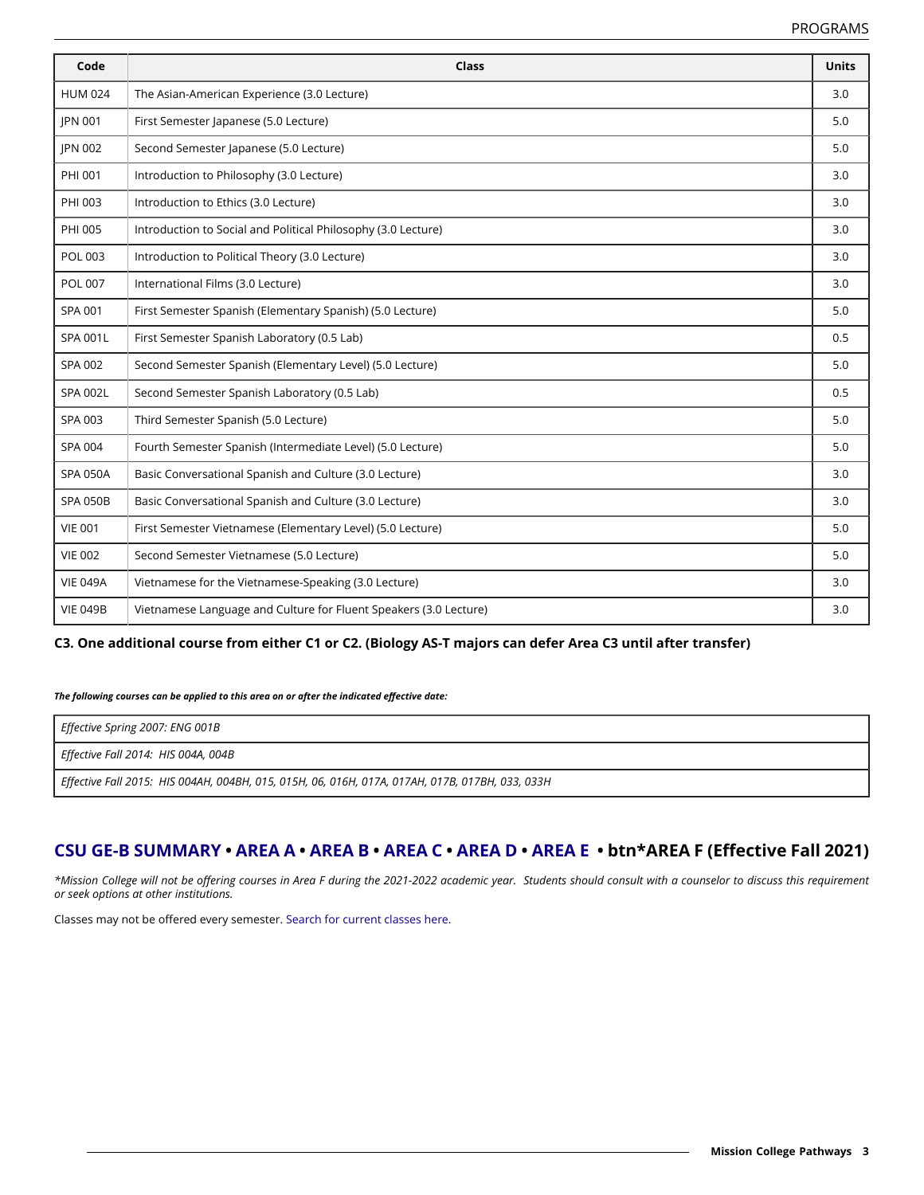| Code | Class | Units |
|---|---|---|
| HUM 024 | The Asian-American Experience (3.0 Lecture) | 3.0 |
| JPN 001 | First Semester Japanese (5.0 Lecture) | 5.0 |
| JPN 002 | Second Semester Japanese (5.0 Lecture) | 5.0 |
| PHI 001 | Introduction to Philosophy (3.0 Lecture) | 3.0 |
| PHI 003 | Introduction to Ethics (3.0 Lecture) | 3.0 |
| PHI 005 | Introduction to Social and Political Philosophy (3.0 Lecture) | 3.0 |
| POL 003 | Introduction to Political Theory (3.0 Lecture) | 3.0 |
| POL 007 | International Films (3.0 Lecture) | 3.0 |
| SPA 001 | First Semester Spanish (Elementary Spanish) (5.0 Lecture) | 5.0 |
| SPA 001L | First Semester Spanish Laboratory (0.5 Lab) | 0.5 |
| SPA 002 | Second Semester Spanish (Elementary Level) (5.0 Lecture) | 5.0 |
| SPA 002L | Second Semester Spanish Laboratory (0.5 Lab) | 0.5 |
| SPA 003 | Third Semester Spanish (5.0 Lecture) | 5.0 |
| SPA 004 | Fourth Semester Spanish (Intermediate Level) (5.0 Lecture) | 5.0 |
| SPA 050A | Basic Conversational Spanish and Culture (3.0 Lecture) | 3.0 |
| SPA 050B | Basic Conversational Spanish and Culture (3.0 Lecture) | 3.0 |
| VIE 001 | First Semester Vietnamese (Elementary Level) (5.0 Lecture) | 5.0 |
| VIE 002 | Second Semester Vietnamese (5.0 Lecture) | 5.0 |
| VIE 049A | Vietnamese for the Vietnamese-Speaking (3.0 Lecture) | 3.0 |
| VIE 049B | Vietnamese Language and Culture for Fluent Speakers (3.0 Lecture) | 3.0 |

**C3. One additional course from either C1 or C2. (Biology AS-T majors can defer Area C3 until after transfer)**

***The following courses can be applied to this area on or after the indicated effective date:***

| |
|---|
| *Effective Spring 2007: ENG 001B* |
| *Effective Fall 2014: HIS 004A, 004B* |
| *Effective Fall 2015: HIS 004AH, 004BH, 015, 015H, 06, 016H, 017A, 017AH, 017B, 017BH, 033, 033H* |

## CSU GE-B SUMMARY • AREA A • AREA B • AREA C • AREA D • AREA E • btn*AREA F (Effective Fall 2021)

*\*Mission College will not be offering courses in Area F during the 2021-2022 academic year. Students should consult with a counselor to discuss this requirement or seek options at other institutions.*

Classes may not be offered every semester. Search for current classes here.